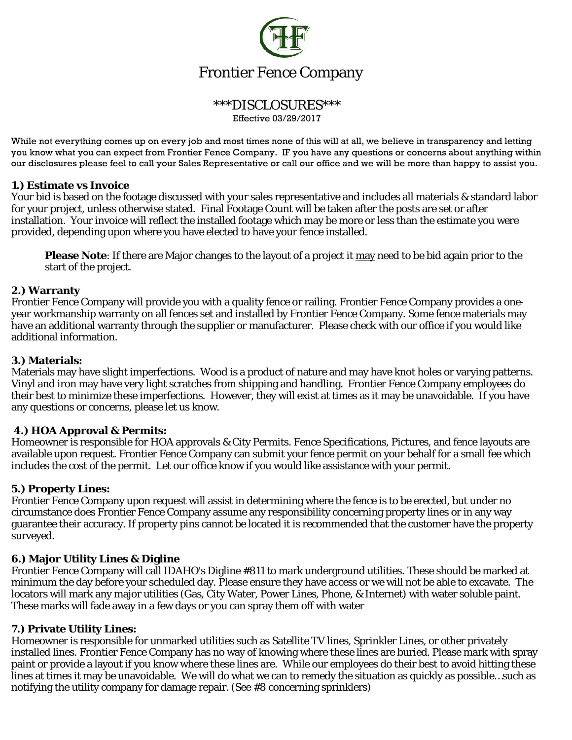# Frontier Fence Company

## \*\*\*DISCLOSURES\*\*\*

Effective 03/29/2017

While not everything comes up on every job and most times none of this will at all, we believe in transparency and letting you know what you can expect from Frontier Fence Company. IF you have any questions or concerns about anything within our disclosures please feel to call your Sales Representative or call our office and we will be more than happy to assist you.

### 1.) Estimate vs Invoice

Your bid is based on the footage discussed with your sales representative and includes all materials & standard labor for your project, unless otherwise stated. Final Footage Count will be taken after the posts are set or after installation. Your invoice will reflect the installed footage which may be more or less than the estimate you were provided, depending upon where you have elected to have your fence installed.

> **Please Note**: If there are Major changes to the layout of a project it <u>may</u> need to be bid again prior to the start of the project.

### 2.) Warranty

Frontier Fence Company will provide you with a quality fence or railing. Frontier Fence Company provides a one-year workmanship warranty on all fences set and installed by Frontier Fence Company. Some fence materials may have an additional warranty through the supplier or manufacturer. Please check with our office if you would like additional information.

### 3.) Materials:

Materials may have slight imperfections. Wood is a product of nature and may have knot holes or varying patterns. Vinyl and iron may have very light scratches from shipping and handling. Frontier Fence Company employees do their best to minimize these imperfections. However, they will exist at times as it may be unavoidable. If you have any questions or concerns, please let us know.

### 4.) HOA Approval & Permits:

Homeowner is responsible for HOA approvals & City Permits. Fence Specifications, Pictures, and fence layouts are available upon request. Frontier Fence Company can submit your fence permit on your behalf for a small fee which includes the cost of the permit. Let our office know if you would like assistance with your permit.

### 5.) Property Lines:

Frontier Fence Company upon request will assist in determining where the fence is to be erected, but under no circumstance does Frontier Fence Company assume any responsibility concerning property lines or in any way guarantee their accuracy. If property pins cannot be located it is recommended that the customer have the property surveyed.

### 6.) Major Utility Lines & Digline

Frontier Fence Company will call IDAHO's Digline #811 to mark underground utilities. These should be marked at minimum the day before your scheduled day. Please ensure they have access or we will not be able to excavate. The locators will mark any major utilities (Gas, City Water, Power Lines, Phone, & Internet) with water soluble paint. These marks will fade away in a few days or you can spray them off with water

### 7.) Private Utility Lines:

Homeowner is responsible for unmarked utilities such as Satellite TV lines, Sprinkler Lines, or other privately installed lines. Frontier Fence Company has no way of knowing where these lines are buried. Please mark with spray paint or provide a layout if you know where these lines are. While our employees do their best to avoid hitting these lines at times it may be unavoidable. We will do what we can to remedy the situation as quickly as possible…such as notifying the utility company for damage repair. (See #8 concerning sprinklers)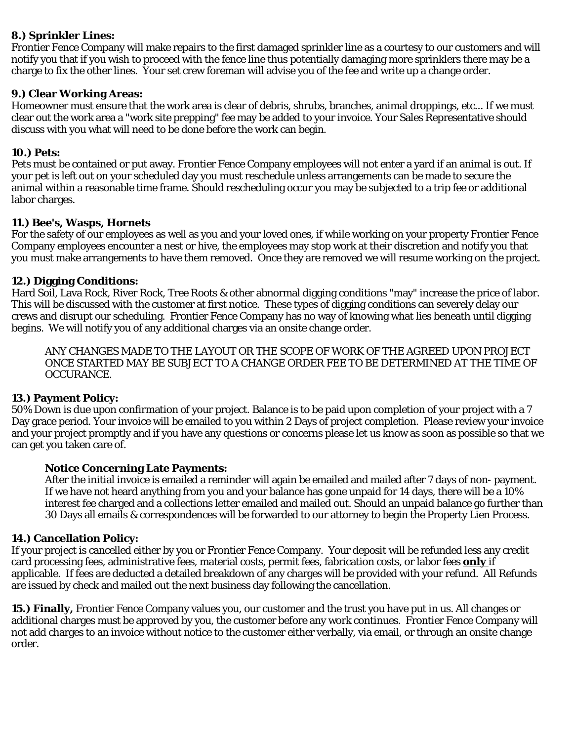**8.) Sprinkler Lines:**
Frontier Fence Company will make repairs to the first damaged sprinkler line as a courtesy to our customers and will notify you that if you wish to proceed with the fence line thus potentially damaging more sprinklers there may be a charge to fix the other lines. Your set crew foreman will advise you of the fee and write up a change order.

**9.) Clear Working Areas:**
Homeowner must ensure that the work area is clear of debris, shrubs, branches, animal droppings, etc... If we must clear out the work area a "work site prepping" fee may be added to your invoice. Your Sales Representative should discuss with you what will need to be done before the work can begin.

**10.) Pets:**
Pets must be contained or put away. Frontier Fence Company employees will not enter a yard if an animal is out. If your pet is left out on your scheduled day you must reschedule unless arrangements can be made to secure the animal within a reasonable time frame. Should rescheduling occur you may be subjected to a trip fee or additional labor charges.

**11.) Bee's, Wasps, Hornets**
For the safety of our employees as well as you and your loved ones, if while working on your property Frontier Fence Company employees encounter a nest or hive, the employees may stop work at their discretion and notify you that you must make arrangements to have them removed. Once they are removed we will resume working on the project.

**12.) Digging Conditions:**
Hard Soil, Lava Rock, River Rock, Tree Roots & other abnormal digging conditions "may" increase the price of labor. This will be discussed with the customer at first notice. These types of digging conditions can severely delay our crews and disrupt our scheduling. Frontier Fence Company has no way of knowing what lies beneath until digging begins. We will notify you of any additional charges via an onsite change order.

> ANY CHANGES MADE TO THE LAYOUT OR THE SCOPE OF WORK OF THE AGREED UPON PROJECT ONCE STARTED MAY BE SUBJECT TO A CHANGE ORDER FEE TO BE DETERMINED AT THE TIME OF OCCURANCE.

**13.) Payment Policy:**
50% Down is due upon confirmation of your project. Balance is to be paid upon completion of your project with a 7 Day grace period. Your invoice will be emailed to you within 2 Days of project completion. Please review your invoice and your project promptly and if you have any questions or concerns please let us know as soon as possible so that we can get you taken care of.

> **Notice Concerning Late Payments:**
> After the initial invoice is emailed a reminder will again be emailed and mailed after 7 days of non- payment. If we have not heard anything from you and your balance has gone unpaid for 14 days, there will be a 10% interest fee charged and a collections letter emailed and mailed out. Should an unpaid balance go further than 30 Days all emails & correspondences will be forwarded to our attorney to begin the Property Lien Process.

**14.) Cancellation Policy:**
If your project is cancelled either by you or Frontier Fence Company. Your deposit will be refunded less any credit card processing fees, administrative fees, material costs, permit fees, fabrication costs, or labor fees ***only*** if applicable. If fees are deducted a detailed breakdown of any charges will be provided with your refund. All Refunds are issued by check and mailed out the next business day following the cancellation.

**15.) Finally,** Frontier Fence Company values you, our customer and the trust you have put in us. All changes or additional charges must be approved by you, the customer before any work continues. Frontier Fence Company will not add charges to an invoice without notice to the customer either verbally, via email, or through an onsite change order.